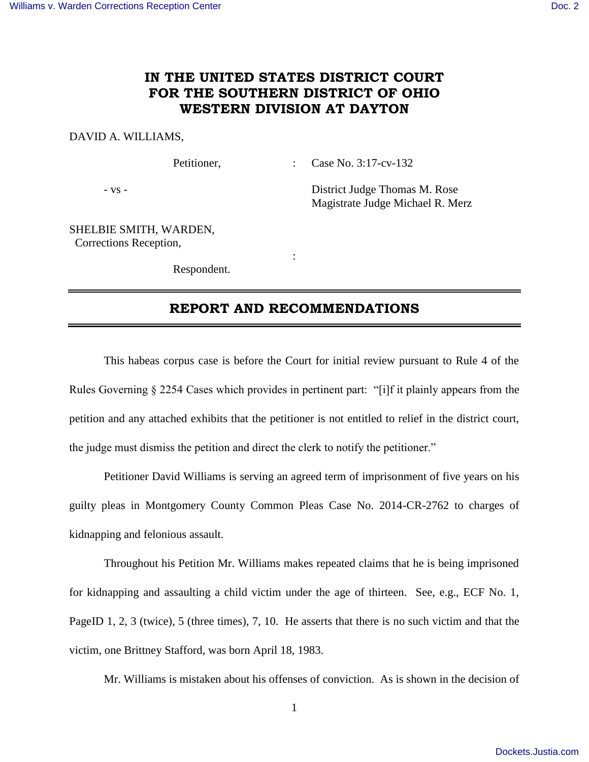# IN THE UNITED STATES DISTRICT COURT FOR THE SOUTHERN DISTRICT OF OHIO WESTERN DIVISION AT DAYTON

DAVID A. WILLIAMS,

Petitioner, : Case No. 3:17-cv-132

\- vs - District Judge Thomas M. Rose
Magistrate Judge Michael R. Merz

SHELBIE SMITH, WARDEN,
Corrections Reception,

:

Respondent.

---

## REPORT AND RECOMMENDATIONS

---

This habeas corpus case is before the Court for initial review pursuant to Rule 4 of the Rules Governing § 2254 Cases which provides in pertinent part: "[i]f it plainly appears from the petition and any attached exhibits that the petitioner is not entitled to relief in the district court, the judge must dismiss the petition and direct the clerk to notify the petitioner."

Petitioner David Williams is serving an agreed term of imprisonment of five years on his guilty pleas in Montgomery County Common Pleas Case No. 2014-CR-2762 to charges of kidnapping and felonious assault.

Throughout his Petition Mr. Williams makes repeated claims that he is being imprisoned for kidnapping and assaulting a child victim under the age of thirteen. See, e.g., ECF No. 1, PageID 1, 2, 3 (twice), 5 (three times), 7, 10. He asserts that there is no such victim and that the victim, one Brittney Stafford, was born April 18, 1983.

Mr. Williams is mistaken about his offenses of conviction. As is shown in the decision of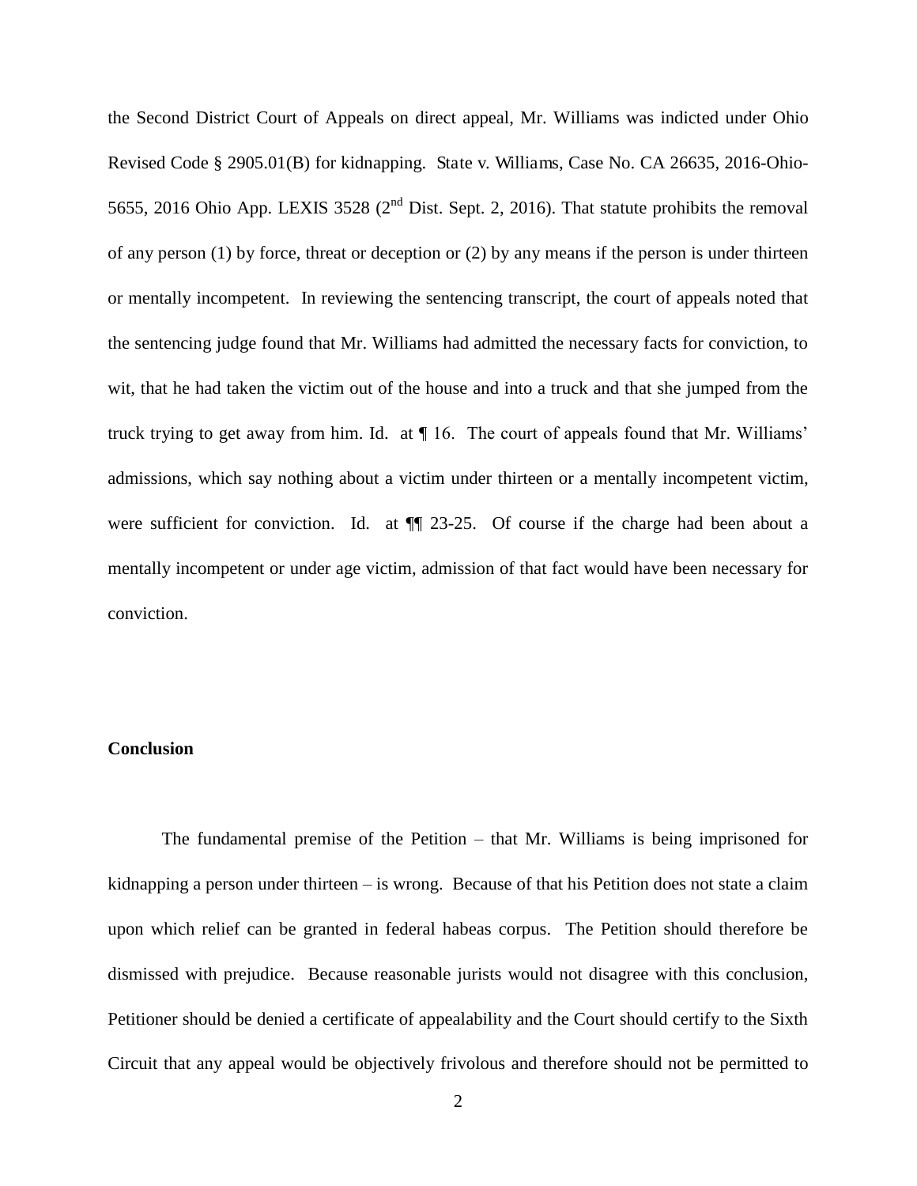the Second District Court of Appeals on direct appeal, Mr. Williams was indicted under Ohio Revised Code § 2905.01(B) for kidnapping. *State v. Williams*, Case No. CA 26635, 2016-Ohio-5655, 2016 Ohio App. LEXIS 3528 (2nd Dist. Sept. 2, 2016). That statute prohibits the removal of any person (1) by force, threat or deception or (2) by any means if the person is under thirteen or mentally incompetent. In reviewing the sentencing transcript, the court of appeals noted that the sentencing judge found that Mr. Williams had admitted the necessary facts for conviction, to wit, that he had taken the victim out of the house and into a truck and that she jumped from the truck trying to get away from him. Id. at ¶ 16. The court of appeals found that Mr. Williams' admissions, which say nothing about a victim under thirteen or a mentally incompetent victim, were sufficient for conviction. Id. at ¶¶ 23-25. Of course if the charge had been about a mentally incompetent or under age victim, admission of that fact would have been necessary for conviction.

**Conclusion**

The fundamental premise of the Petition – that Mr. Williams is being imprisoned for kidnapping a person under thirteen – is wrong. Because of that his Petition does not state a claim upon which relief can be granted in federal habeas corpus. The Petition should therefore be dismissed with prejudice. Because reasonable jurists would not disagree with this conclusion, Petitioner should be denied a certificate of appealability and the Court should certify to the Sixth Circuit that any appeal would be objectively frivolous and therefore should not be permitted to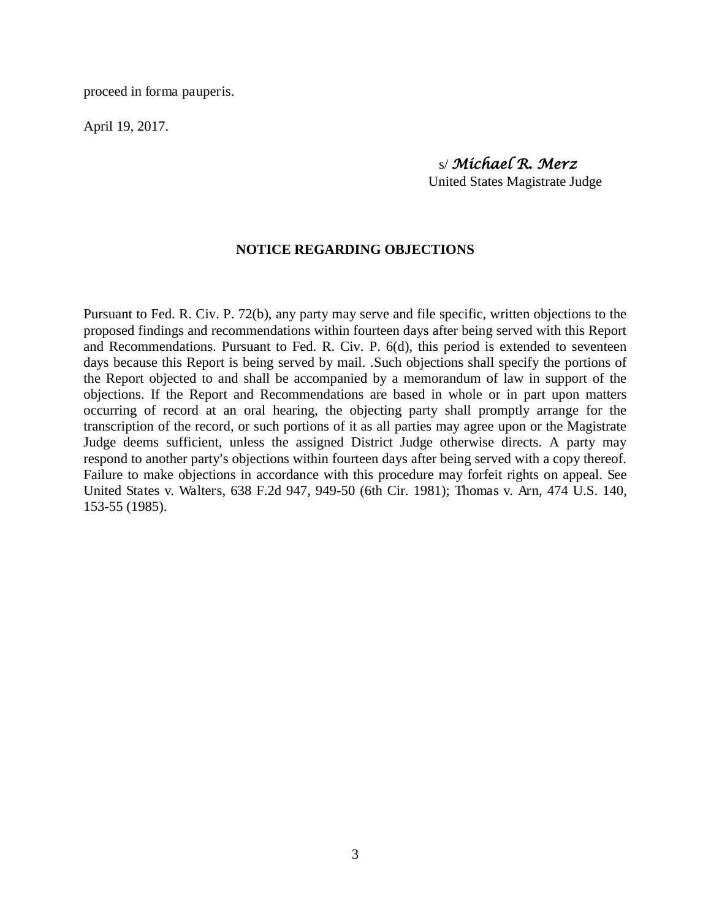proceed in forma pauperis.

April 19, 2017.

s/ *Michael R. Merz*
United States Magistrate Judge

**NOTICE REGARDING OBJECTIONS**

Pursuant to Fed. R. Civ. P. 72(b), any party may serve and file specific, written objections to the proposed findings and recommendations within fourteen days after being served with this Report and Recommendations. Pursuant to Fed. R. Civ. P. 6(d), this period is extended to seventeen days because this Report is being served by mail. .Such objections shall specify the portions of the Report objected to and shall be accompanied by a memorandum of law in support of the objections. If the Report and Recommendations are based in whole or in part upon matters occurring of record at an oral hearing, the objecting party shall promptly arrange for the transcription of the record, or such portions of it as all parties may agree upon or the Magistrate Judge deems sufficient, unless the assigned District Judge otherwise directs. A party may respond to another party's objections within fourteen days after being served with a copy thereof. Failure to make objections in accordance with this procedure may forfeit rights on appeal. See United States v. Walters, 638 F.2d 947, 949-50 (6th Cir. 1981); Thomas v. Arn, 474 U.S. 140, 153-55 (1985).